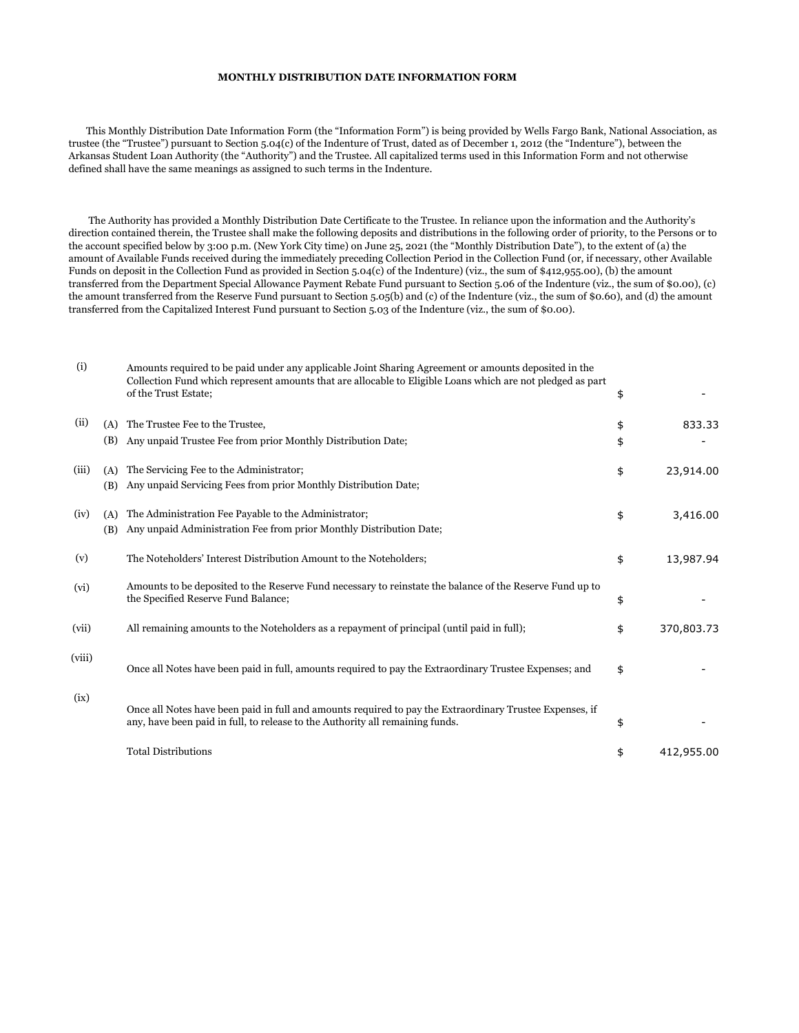# MONTHLY DISTRIBUTION DATE INFORMATION FORM

This Monthly Distribution Date Information Form (the "Information Form") is being provided by Wells Fargo Bank, National Association, as trustee (the "Trustee") pursuant to Section 5.04(c) of the Indenture of Trust, dated as of December 1, 2012 (the "Indenture"), between the Arkansas Student Loan Authority (the "Authority") and the Trustee. All capitalized terms used in this Information Form and not otherwise defined shall have the same meanings as assigned to such terms in the Indenture.

The Authority has provided a Monthly Distribution Date Certificate to the Trustee. In reliance upon the information and the Authority's direction contained therein, the Trustee shall make the following deposits and distributions in the following order of priority, to the Persons or to the account specified below by 3:00 p.m. (New York City time) on June 25, 2021 (the "Monthly Distribution Date"), to the extent of (a) the amount of Available Funds received during the immediately preceding Collection Period in the Collection Fund (or, if necessary, other Available Funds on deposit in the Collection Fund as provided in Section 5.04(c) of the Indenture) (viz., the sum of $412,955.00), (b) the amount transferred from the Department Special Allowance Payment Rebate Fund pursuant to Section 5.06 of the Indenture (viz., the sum of $0.00), (c) the amount transferred from the Reserve Fund pursuant to Section 5.05(b) and (c) of the Indenture (viz., the sum of $0.60), and (d) the amount transferred from the Capitalized Interest Fund pursuant to Section 5.03 of the Indenture (viz., the sum of $0.00).

| | | | | |
|---|---|---|---|---|
| (i) | | Amounts required to be paid under any applicable Joint Sharing Agreement or amounts deposited in the Collection Fund which represent amounts that are allocable to Eligible Loans which are not pledged as part of the Trust Estate; | $ | - |
| (ii) | (A) | The Trustee Fee to the Trustee, | $ | 833.33 |
| | (B) | Any unpaid Trustee Fee from prior Monthly Distribution Date; | $ | - |
| (iii) | (A) | The Servicing Fee to the Administrator; | $ | 23,914.00 |
| | (B) | Any unpaid Servicing Fees from prior Monthly Distribution Date; | | |
| (iv) | (A) | The Administration Fee Payable to the Administrator; | $ | 3,416.00 |
| | (B) | Any unpaid Administration Fee from prior Monthly Distribution Date; | | |
| (v) | | The Noteholders' Interest Distribution Amount to the Noteholders; | $ | 13,987.94 |
| (vi) | | Amounts to be deposited to the Reserve Fund necessary to reinstate the balance of the Reserve Fund up to the Specified Reserve Fund Balance; | $ | - |
| (vii) | | All remaining amounts to the Noteholders as a repayment of principal (until paid in full); | $ | 370,803.73 |
| (viii) | | Once all Notes have been paid in full, amounts required to pay the Extraordinary Trustee Expenses; and | $ | - |
| (ix) | | Once all Notes have been paid in full and amounts required to pay the Extraordinary Trustee Expenses, if any, have been paid in full, to release to the Authority all remaining funds. | $ | - |
| | | Total Distributions | $ | 412,955.00 |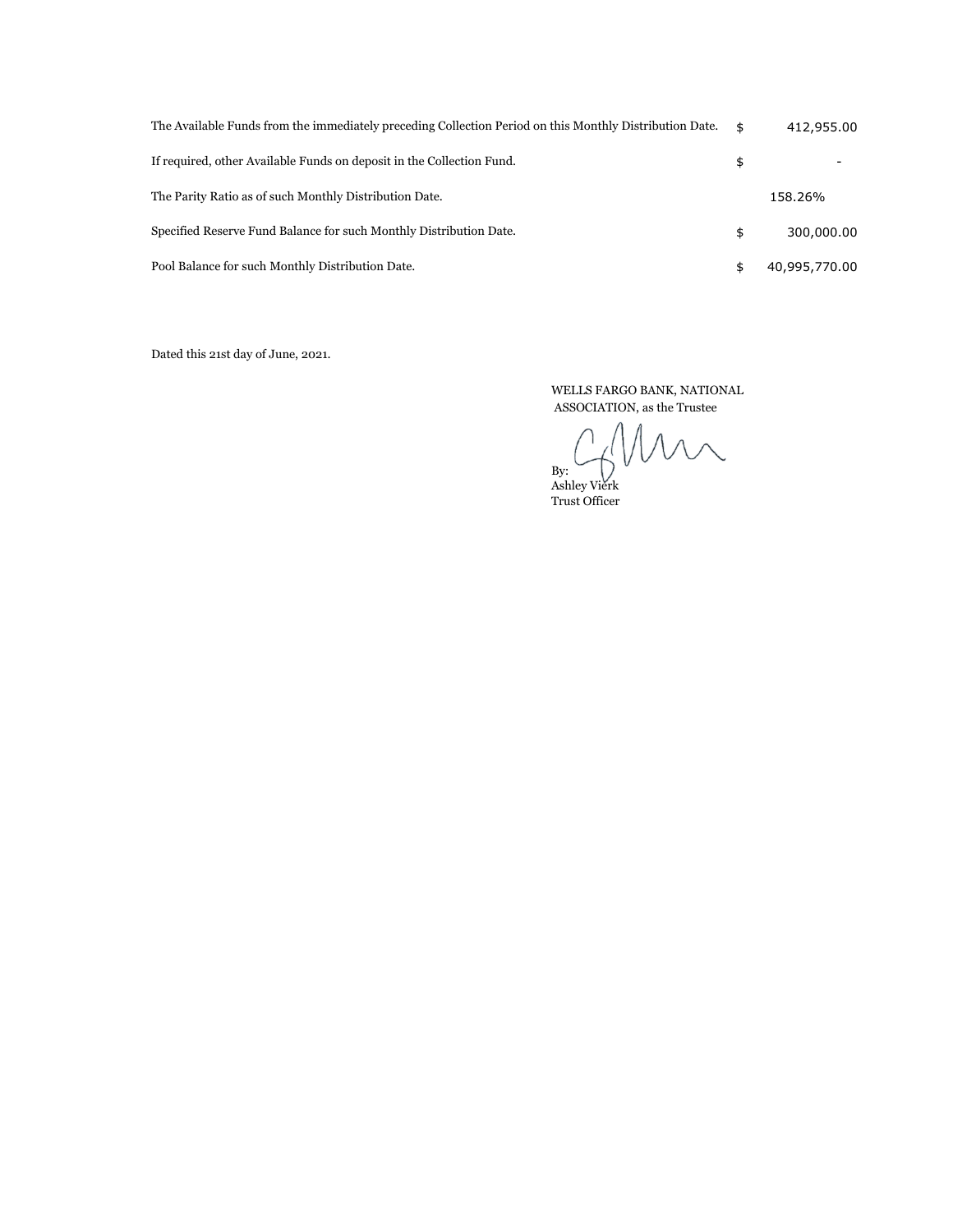| | | |
|---|---|---|
| The Available Funds from the immediately preceding Collection Period on this Monthly Distribution Date. | $ | 412,955.00 |
| If required, other Available Funds on deposit in the Collection Fund. | $ | - |
| The Parity Ratio as of such Monthly Distribution Date. | | 158.26% |
| Specified Reserve Fund Balance for such Monthly Distribution Date. | $ | 300,000.00 |
| Pool Balance for such Monthly Distribution Date. | $ | 40,995,770.00 |

Dated this 21st day of June, 2021.

WELLS FARGO BANK, NATIONAL ASSOCIATION, as the Trustee

By:
Ashley Vierk
Trust Officer